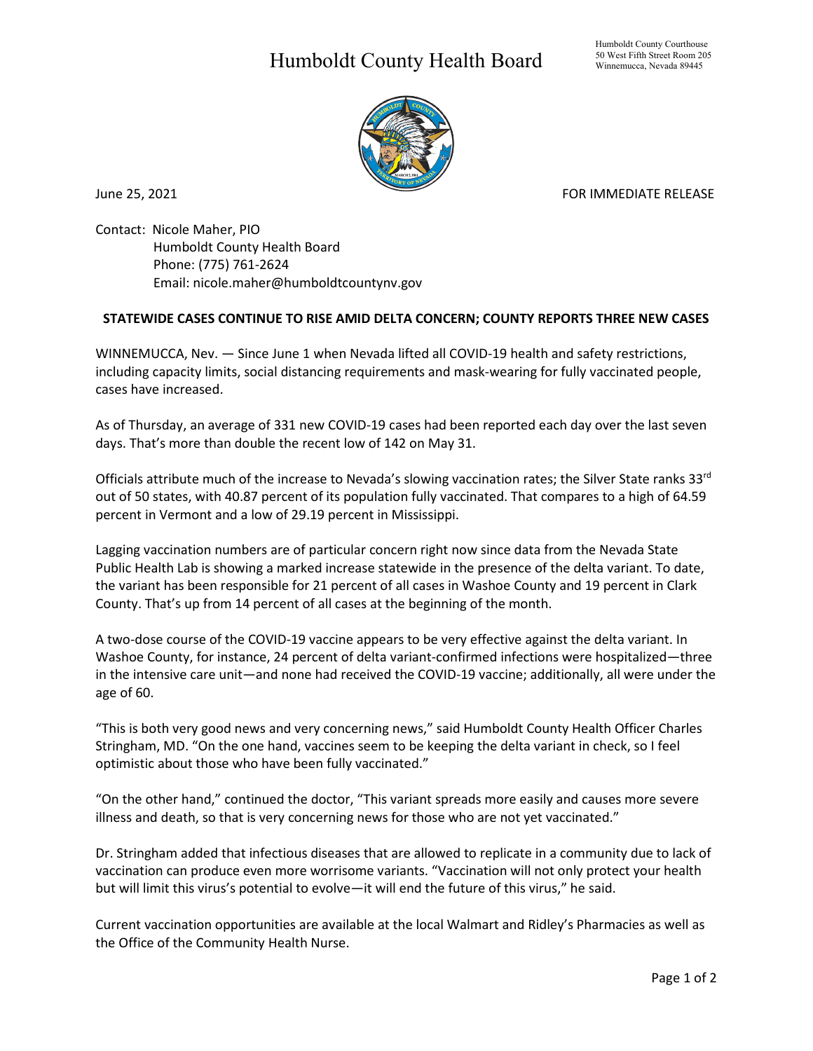# Humboldt County Health Board

Humboldt County Courthouse
50 West Fifth Street Room 205
Winnemucca, Nevada 89445

June 25, 2021

FOR IMMEDIATE RELEASE

Contact: Nicole Maher, PIO
Humboldt County Health Board
Phone: (775) 761-2624
Email: nicole.maher@humboldtcountynv.gov

**STATEWIDE CASES CONTINUE TO RISE AMID DELTA CONCERN; COUNTY REPORTS THREE NEW CASES**

WINNEMUCCA, Nev. — Since June 1 when Nevada lifted all COVID-19 health and safety restrictions, including capacity limits, social distancing requirements and mask-wearing for fully vaccinated people, cases have increased.

As of Thursday, an average of 331 new COVID-19 cases had been reported each day over the last seven days. That's more than double the recent low of 142 on May 31.

Officials attribute much of the increase to Nevada's slowing vaccination rates; the Silver State ranks 33rd out of 50 states, with 40.87 percent of its population fully vaccinated. That compares to a high of 64.59 percent in Vermont and a low of 29.19 percent in Mississippi.

Lagging vaccination numbers are of particular concern right now since data from the Nevada State Public Health Lab is showing a marked increase statewide in the presence of the delta variant. To date, the variant has been responsible for 21 percent of all cases in Washoe County and 19 percent in Clark County. That's up from 14 percent of all cases at the beginning of the month.

A two-dose course of the COVID-19 vaccine appears to be very effective against the delta variant. In Washoe County, for instance, 24 percent of delta variant-confirmed infections were hospitalized—three in the intensive care unit—and none had received the COVID-19 vaccine; additionally, all were under the age of 60.

"This is both very good news and very concerning news," said Humboldt County Health Officer Charles Stringham, MD. "On the one hand, vaccines seem to be keeping the delta variant in check, so I feel optimistic about those who have been fully vaccinated."

"On the other hand," continued the doctor, "This variant spreads more easily and causes more severe illness and death, so that is very concerning news for those who are not yet vaccinated."

Dr. Stringham added that infectious diseases that are allowed to replicate in a community due to lack of vaccination can produce even more worrisome variants. "Vaccination will not only protect your health but will limit this virus's potential to evolve—it will end the future of this virus," he said.

Current vaccination opportunities are available at the local Walmart and Ridley's Pharmacies as well as the Office of the Community Health Nurse.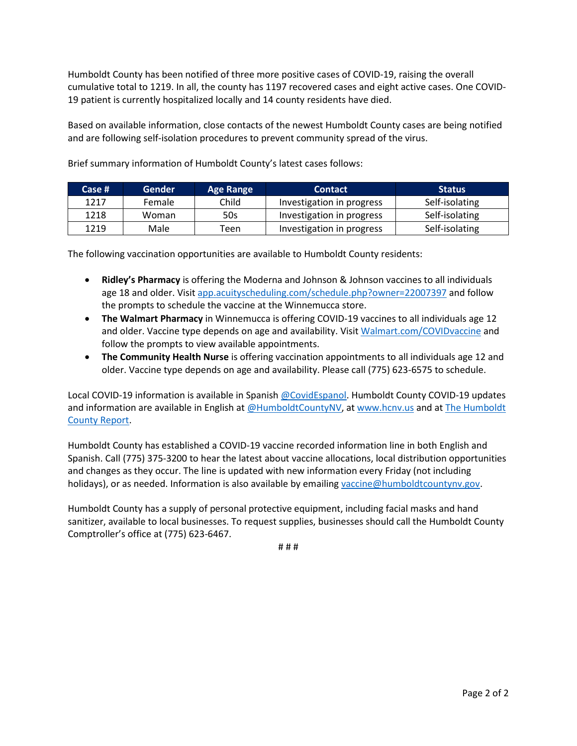Humboldt County has been notified of three more positive cases of COVID-19, raising the overall cumulative total to 1219. In all, the county has 1197 recovered cases and eight active cases. One COVID-19 patient is currently hospitalized locally and 14 county residents have died.

Based on available information, close contacts of the newest Humboldt County cases are being notified and are following self-isolation procedures to prevent community spread of the virus.

Brief summary information of Humboldt County's latest cases follows:

| Case # | Gender | Age Range | Contact | Status |
|---|---|---|---|---|
| 1217 | Female | Child | Investigation in progress | Self-isolating |
| 1218 | Woman | 50s | Investigation in progress | Self-isolating |
| 1219 | Male | Teen | Investigation in progress | Self-isolating |

The following vaccination opportunities are available to Humboldt County residents:

- **Ridley's Pharmacy** is offering the Moderna and Johnson & Johnson vaccines to all individuals age 18 and older. Visit app.acuityscheduling.com/schedule.php?owner=22007397 and follow the prompts to schedule the vaccine at the Winnemucca store.
- **The Walmart Pharmacy** in Winnemucca is offering COVID-19 vaccines to all individuals age 12 and older. Vaccine type depends on age and availability. Visit Walmart.com/COVIDvaccine and follow the prompts to view available appointments.
- **The Community Health Nurse** is offering vaccination appointments to all individuals age 12 and older. Vaccine type depends on age and availability. Please call (775) 623-6575 to schedule.

Local COVID-19 information is available in Spanish @CovidEspanol. Humboldt County COVID-19 updates and information are available in English at @HumboldtCountyNV, at www.hcnv.us and at The Humboldt County Report.

Humboldt County has established a COVID-19 vaccine recorded information line in both English and Spanish. Call (775) 375-3200 to hear the latest about vaccine allocations, local distribution opportunities and changes as they occur. The line is updated with new information every Friday (not including holidays), or as needed. Information is also available by emailing vaccine@humboldtcountynv.gov.

Humboldt County has a supply of personal protective equipment, including facial masks and hand sanitizer, available to local businesses. To request supplies, businesses should call the Humboldt County Comptroller's office at (775) 623-6467.

# # #